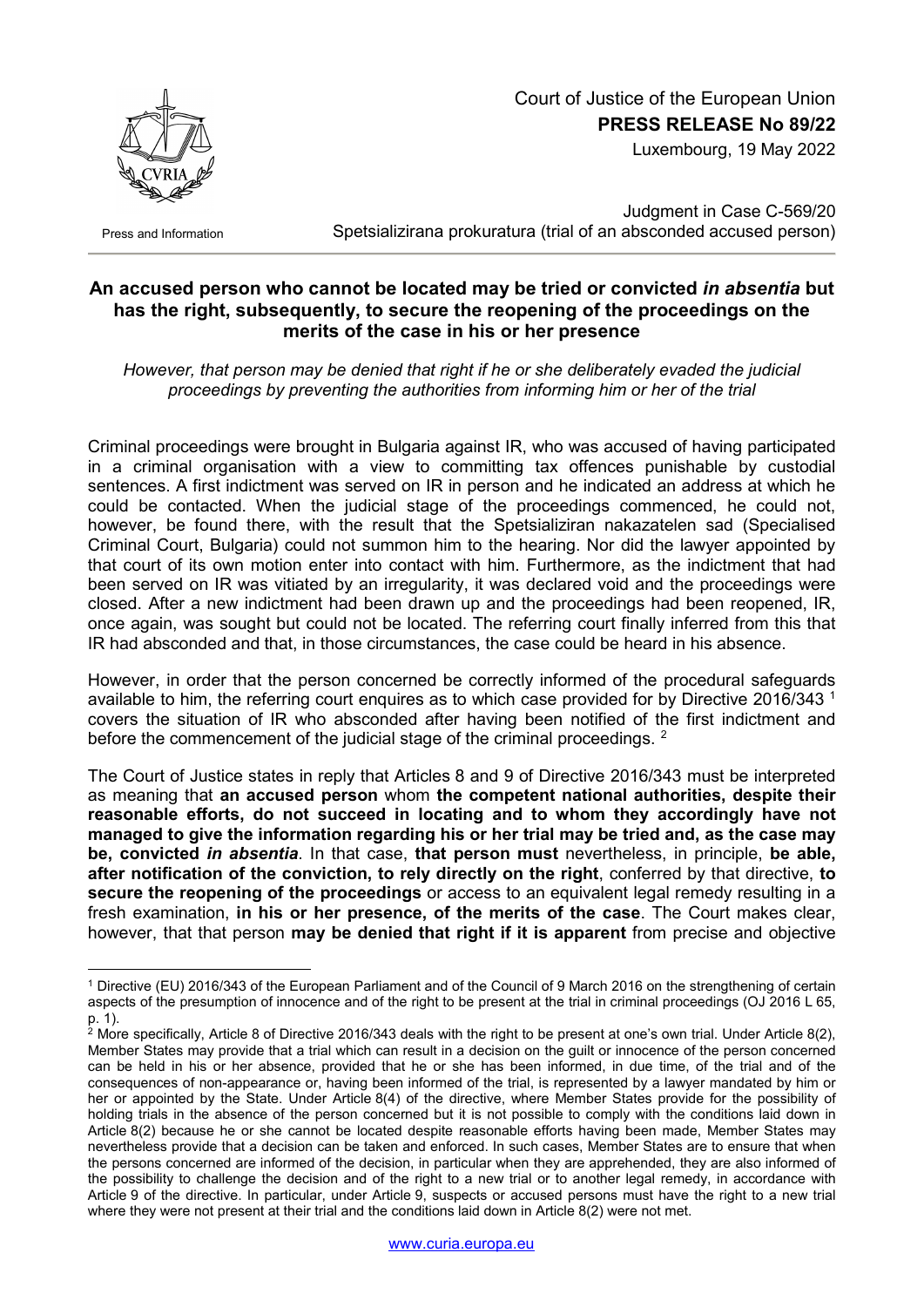Court of Justice of the European Union

**PRESS RELEASE No 89/22**

Luxembourg, 19 May 2022

Press and Information

Judgment in Case C-569/20
Spetsializirana prokuratura (trial of an absconded accused person)

## An accused person who cannot be located may be tried or convicted *in absentia* but has the right, subsequently, to secure the reopening of the proceedings on the merits of the case in his or her presence

*However, that person may be denied that right if he or she deliberately evaded the judicial proceedings by preventing the authorities from informing him or her of the trial*

Criminal proceedings were brought in Bulgaria against IR, who was accused of having participated in a criminal organisation with a view to committing tax offences punishable by custodial sentences. A first indictment was served on IR in person and he indicated an address at which he could be contacted. When the judicial stage of the proceedings commenced, he could not, however, be found there, with the result that the Spetsializiran nakazatelen sad (Specialised Criminal Court, Bulgaria) could not summon him to the hearing. Nor did the lawyer appointed by that court of its own motion enter into contact with him. Furthermore, as the indictment that had been served on IR was vitiated by an irregularity, it was declared void and the proceedings were closed. After a new indictment had been drawn up and the proceedings had been reopened, IR, once again, was sought but could not be located. The referring court finally inferred from this that IR had absconded and that, in those circumstances, the case could be heard in his absence.

However, in order that the person concerned be correctly informed of the procedural safeguards available to him, the referring court enquires as to which case provided for by Directive 2016/343 [1] covers the situation of IR who absconded after having been notified of the first indictment and before the commencement of the judicial stage of the criminal proceedings. [2]

The Court of Justice states in reply that Articles 8 and 9 of Directive 2016/343 must be interpreted as meaning that **an accused person** whom **the competent national authorities, despite their reasonable efforts, do not succeed in locating and to whom they accordingly have not managed to give the information regarding his or her trial may be tried and, as the case may be, convicted *in absentia***. In that case, **that person must** nevertheless, in principle, **be able, after notification of the conviction, to rely directly on the right**, conferred by that directive, **to secure the reopening of the proceedings** or access to an equivalent legal remedy resulting in a fresh examination, **in his or her presence, of the merits of the case**. The Court makes clear, however, that that person **may be denied that right if it is apparent** from precise and objective

---

[1] Directive (EU) 2016/343 of the European Parliament and of the Council of 9 March 2016 on the strengthening of certain aspects of the presumption of innocence and of the right to be present at the trial in criminal proceedings (OJ 2016 L 65, p. 1).

[2] More specifically, Article 8 of Directive 2016/343 deals with the right to be present at one's own trial. Under Article 8(2), Member States may provide that a trial which can result in a decision on the guilt or innocence of the person concerned can be held in his or her absence, provided that he or she has been informed, in due time, of the trial and of the consequences of non-appearance or, having been informed of the trial, is represented by a lawyer mandated by him or her or appointed by the State. Under Article 8(4) of the directive, where Member States provide for the possibility of holding trials in the absence of the person concerned but it is not possible to comply with the conditions laid down in Article 8(2) because he or she cannot be located despite reasonable efforts having been made, Member States may nevertheless provide that a decision can be taken and enforced. In such cases, Member States are to ensure that when the persons concerned are informed of the decision, in particular when they are apprehended, they are also informed of the possibility to challenge the decision and of the right to a new trial or to another legal remedy, in accordance with Article 9 of the directive. In particular, under Article 9, suspects or accused persons must have the right to a new trial where they were not present at their trial and the conditions laid down in Article 8(2) were not met.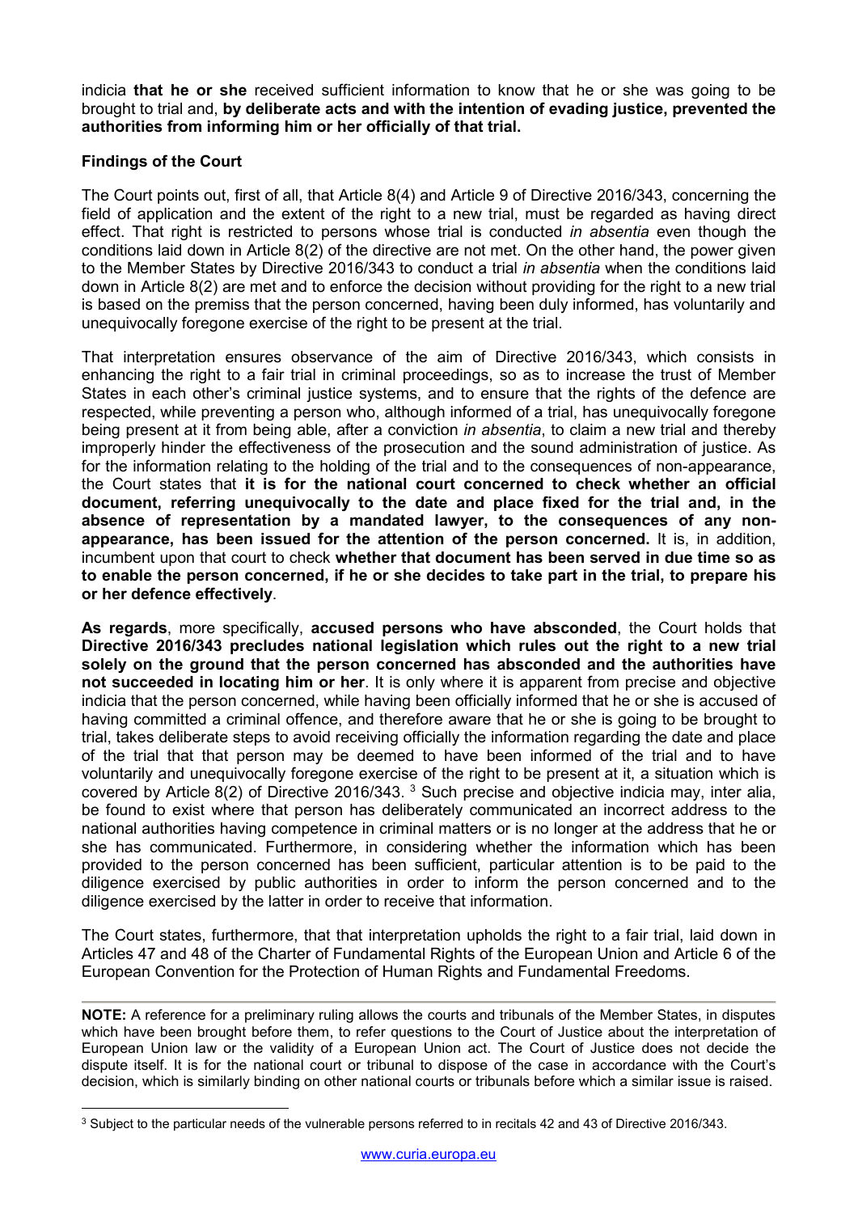indicia **that he or she** received sufficient information to know that he or she was going to be brought to trial and, **by deliberate acts and with the intention of evading justice, prevented the authorities from informing him or her officially of that trial.**

**Findings of the Court**

The Court points out, first of all, that Article 8(4) and Article 9 of Directive 2016/343, concerning the field of application and the extent of the right to a new trial, must be regarded as having direct effect. That right is restricted to persons whose trial is conducted *in absentia* even though the conditions laid down in Article 8(2) of the directive are not met. On the other hand, the power given to the Member States by Directive 2016/343 to conduct a trial *in absentia* when the conditions laid down in Article 8(2) are met and to enforce the decision without providing for the right to a new trial is based on the premiss that the person concerned, having been duly informed, has voluntarily and unequivocally foregone exercise of the right to be present at the trial.

That interpretation ensures observance of the aim of Directive 2016/343, which consists in enhancing the right to a fair trial in criminal proceedings, so as to increase the trust of Member States in each other's criminal justice systems, and to ensure that the rights of the defence are respected, while preventing a person who, although informed of a trial, has unequivocally foregone being present at it from being able, after a conviction *in absentia*, to claim a new trial and thereby improperly hinder the effectiveness of the prosecution and the sound administration of justice. As for the information relating to the holding of the trial and to the consequences of non-appearance, the Court states that **it is for the national court concerned to check whether an official document, referring unequivocally to the date and place fixed for the trial and, in the absence of representation by a mandated lawyer, to the consequences of any non-appearance, has been issued for the attention of the person concerned.** It is, in addition, incumbent upon that court to check **whether that document has been served in due time so as to enable the person concerned, if he or she decides to take part in the trial, to prepare his or her defence effectively**.

**As regards**, more specifically, **accused persons who have absconded**, the Court holds that **Directive 2016/343 precludes national legislation which rules out the right to a new trial solely on the ground that the person concerned has absconded and the authorities have not succeeded in locating him or her**. It is only where it is apparent from precise and objective indicia that the person concerned, while having been officially informed that he or she is accused of having committed a criminal offence, and therefore aware that he or she is going to be brought to trial, takes deliberate steps to avoid receiving officially the information regarding the date and place of the trial that that person may be deemed to have been informed of the trial and to have voluntarily and unequivocally foregone exercise of the right to be present at it, a situation which is covered by Article 8(2) of Directive 2016/343. [3] Such precise and objective indicia may, inter alia, be found to exist where that person has deliberately communicated an incorrect address to the national authorities having competence in criminal matters or is no longer at the address that he or she has communicated. Furthermore, in considering whether the information which has been provided to the person concerned has been sufficient, particular attention is to be paid to the diligence exercised by public authorities in order to inform the person concerned and to the diligence exercised by the latter in order to receive that information.

The Court states, furthermore, that that interpretation upholds the right to a fair trial, laid down in Articles 47 and 48 of the Charter of Fundamental Rights of the European Union and Article 6 of the European Convention for the Protection of Human Rights and Fundamental Freedoms.

---

**NOTE:** A reference for a preliminary ruling allows the courts and tribunals of the Member States, in disputes which have been brought before them, to refer questions to the Court of Justice about the interpretation of European Union law or the validity of a European Union act. The Court of Justice does not decide the dispute itself. It is for the national court or tribunal to dispose of the case in accordance with the Court's decision, which is similarly binding on other national courts or tribunals before which a similar issue is raised.

[3] Subject to the particular needs of the vulnerable persons referred to in recitals 42 and 43 of Directive 2016/343.

www.curia.europa.eu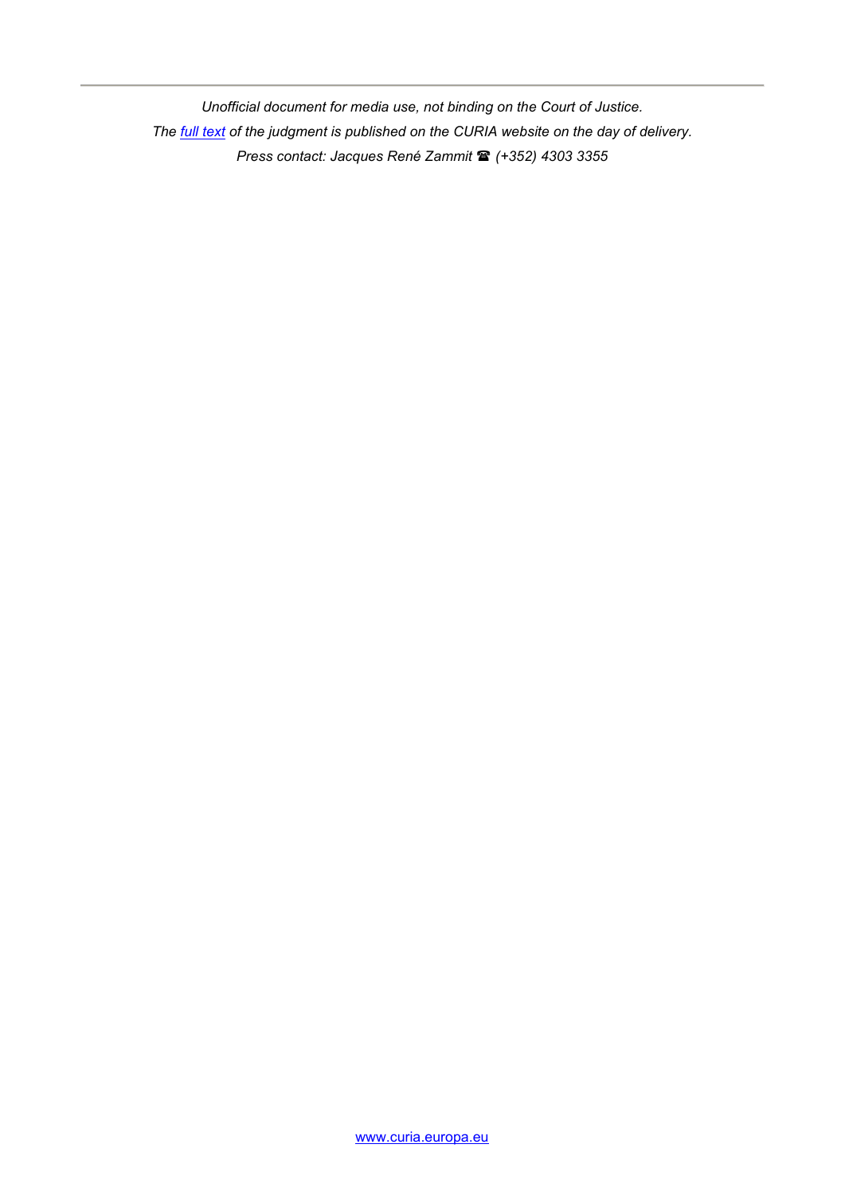*Unofficial document for media use, not binding on the Court of Justice.*
*The [full text](#) of the judgment is published on the CURIA website on the day of delivery.*
*Press contact: Jacques René Zammit ☎ (+352) 4303 3355*

[www.curia.europa.eu](http://www.curia.europa.eu)